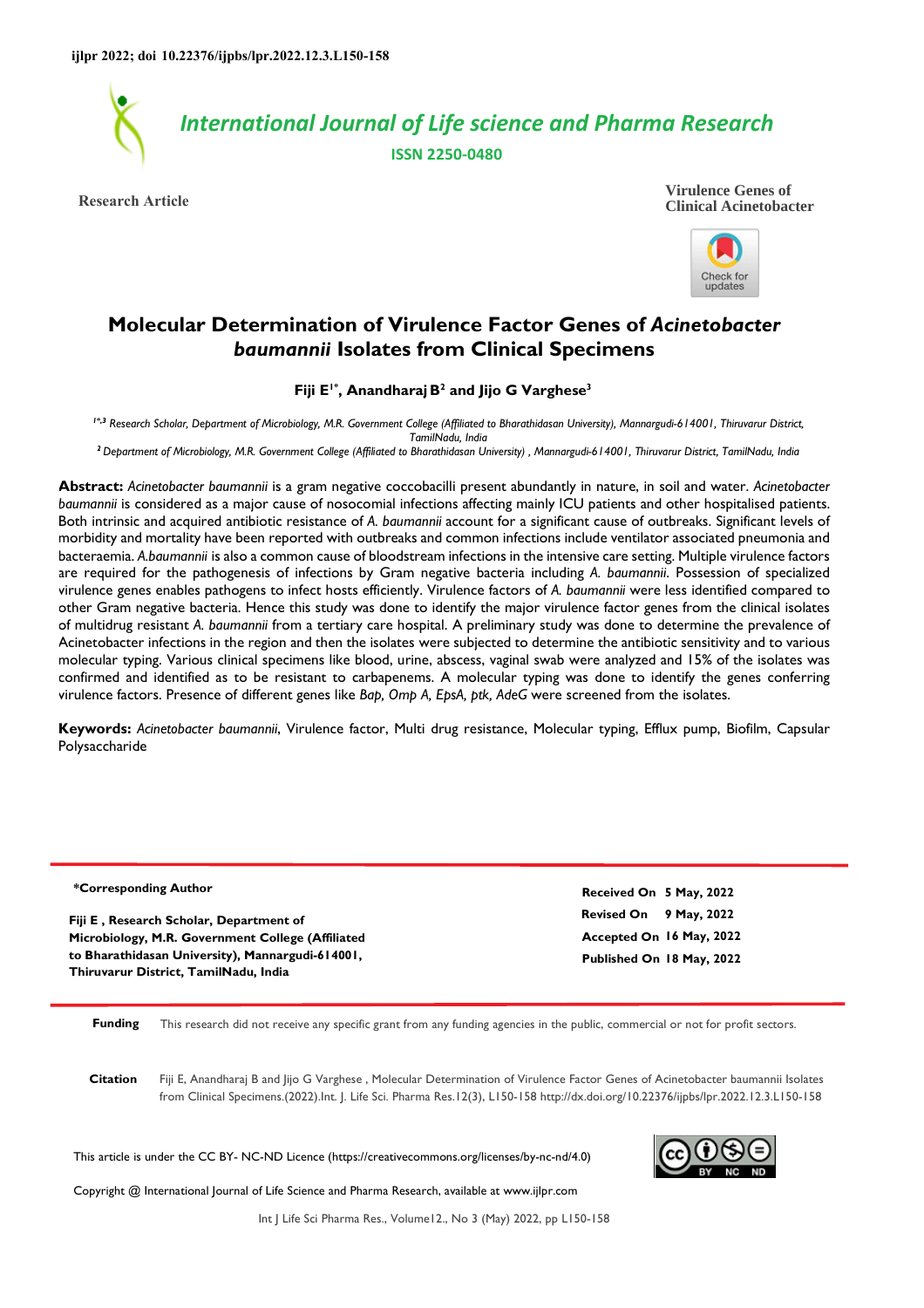International Journal of Life science and Pharma Research

ISSN 2250-0480

Research Article

Virulence Genes of Clinical Acinetobacter

# Molecular Determination of Virulence Factor Genes of *Acinetobacter baumannii* Isolates from Clinical Specimens

**Fiji E[1*], Anandharaj B[2] and Jijo G Varghese[3]**

*[1*,3] Research Scholar, Department of Microbiology, M.R. Government College (Affiliated to Bharathidasan University), Mannargudi-614001, Thiruvarur District, TamilNadu, India*

*[2] Department of Microbiology, M.R. Government College (Affiliated to Bharathidasan University), Mannargudi-614001, Thiruvarur District, TamilNadu, India*

**Abstract:** *Acinetobacter baumannii* is a gram negative coccobacilli present abundantly in nature, in soil and water. *Acinetobacter baumannii* is considered as a major cause of nosocomial infections affecting mainly ICU patients and other hospitalised patients. Both intrinsic and acquired antibiotic resistance of *A. baumannii* account for a significant cause of outbreaks. Significant levels of morbidity and mortality have been reported with outbreaks and common infections include ventilator associated pneumonia and bacteraemia. *A.baumannii* is also a common cause of bloodstream infections in the intensive care setting. Multiple virulence factors are required for the pathogenesis of infections by Gram negative bacteria including *A. baumannii*. Possession of specialized virulence genes enables pathogens to infect hosts efficiently. Virulence factors of *A. baumannii* were less identified compared to other Gram negative bacteria. Hence this study was done to identify the major virulence factor genes from the clinical isolates of multidrug resistant *A. baumannii* from a tertiary care hospital. A preliminary study was done to determine the prevalence of Acinetobacter infections in the region and then the isolates were subjected to determine the antibiotic sensitivity and to various molecular typing. Various clinical specimens like blood, urine, abscess, vaginal swab were analyzed and 15% of the isolates was confirmed and identified as to be resistant to carbapenems. A molecular typing was done to identify the genes conferring virulence factors. Presence of different genes like *Bap, Omp A, EpsA, ptk, AdeG* were screened from the isolates.

**Keywords:** *Acinetobacter baumannii*, Virulence factor, Multi drug resistance, Molecular typing, Efflux pump, Biofilm, Capsular Polysaccharide

**\*Corresponding Author**

**Fiji E , Research Scholar, Department of Microbiology, M.R. Government College (Affiliated to Bharathidasan University), Mannargudi-614001, Thiruvarur District, TamilNadu, India**

**Received On** 5 May, 2022
**Revised On** 9 May, 2022
**Accepted On** 16 May, 2022
**Published On** 18 May, 2022

**Funding** This research did not receive any specific grant from any funding agencies in the public, commercial or not for profit sectors.

**Citation** Fiji E, Anandharaj B and Jijo G Varghese , Molecular Determination of Virulence Factor Genes of Acinetobacter baumannii Isolates from Clinical Specimens.(2022).Int. J. Life Sci. Pharma Res.12(3), L150-158 http://dx.doi.org/10.22376/ijpbs/lpr.2022.12.3.L150-158

This article is under the CC BY- NC-ND Licence (https://creativecommons.org/licenses/by-nc-nd/4.0)

Copyright @ International Journal of Life Science and Pharma Research, available at www.ijlpr.com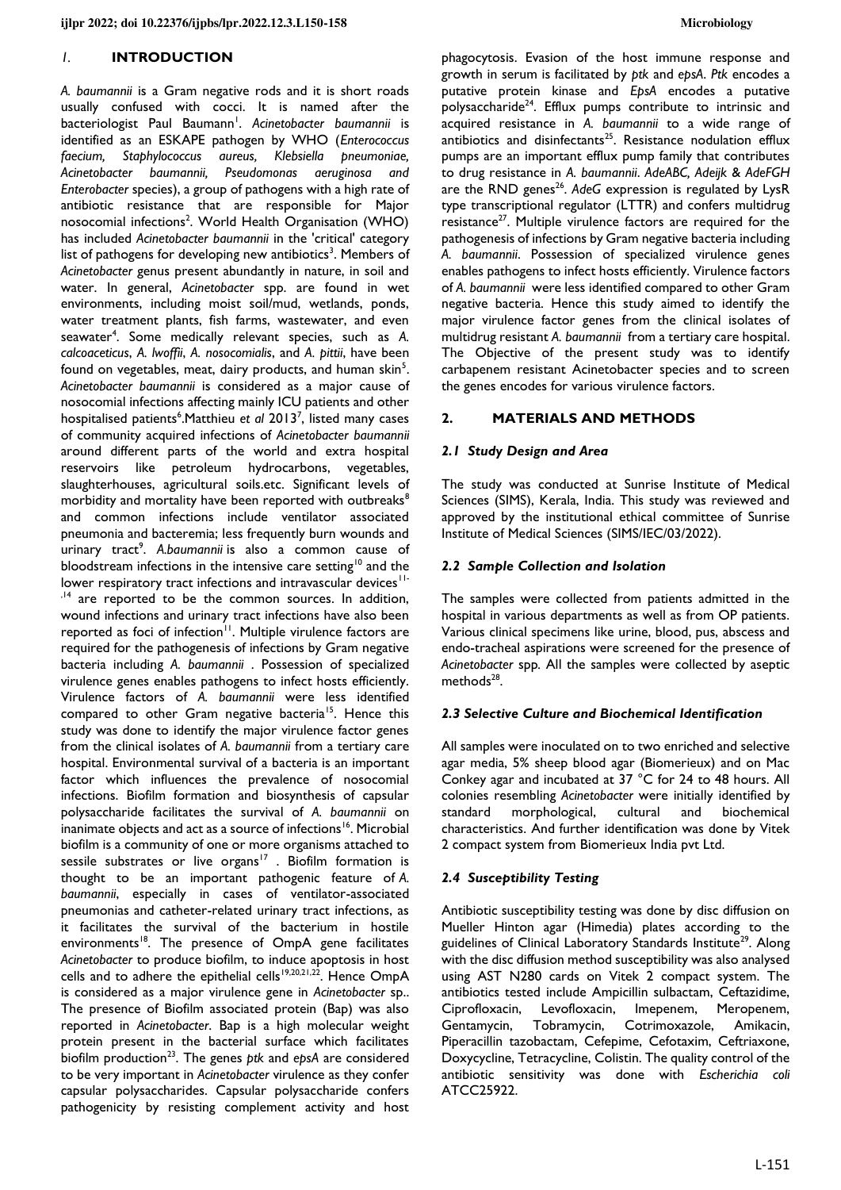## 1. INTRODUCTION

*A. baumannii* is a Gram negative rods and it is short roads usually confused with cocci. It is named after the bacteriologist Paul Baumann[1]. *Acinetobacter baumannii* is identified as an ESKAPE pathogen by WHO (*Enterococcus faecium, Staphylococcus aureus, Klebsiella pneumoniae, Acinetobacter baumannii, Pseudomonas aeruginosa and Enterobacter* species), a group of pathogens with a high rate of antibiotic resistance that are responsible for Major nosocomial infections[2]. World Health Organisation (WHO) has included *Acinetobacter baumannii* in the 'critical' category list of pathogens for developing new antibiotics[3]. Members of *Acinetobacter* genus present abundantly in nature, in soil and water. In general, *Acinetobacter* spp. are found in wet environments, including moist soil/mud, wetlands, ponds, water treatment plants, fish farms, wastewater, and even seawater[4]. Some medically relevant species, such as *A. calcoaceticus*, *A. lwoffii*, *A. nosocomialis*, and *A. pittii*, have been found on vegetables, meat, dairy products, and human skin[5]. *Acinetobacter baumannii* is considered as a major cause of nosocomial infections affecting mainly ICU patients and other hospitalised patients[6].Matthieu *et al* 2013[7], listed many cases of community acquired infections of *Acinetobacter baumannii* around different parts of the world and extra hospital reservoirs like petroleum hydrocarbons, vegetables, slaughterhouses, agricultural soils.etc. Significant levels of morbidity and mortality have been reported with outbreaks[8] and common infections include ventilator associated pneumonia and bacteremia; less frequently burn wounds and urinary tract[9]. *A.baumannii* is also a common cause of bloodstream infections in the intensive care setting[10] and the lower respiratory tract infections and intravascular devices[11-,14] are reported to be the common sources. In addition, wound infections and urinary tract infections have also been reported as foci of infection[11]. Multiple virulence factors are required for the pathogenesis of infections by Gram negative bacteria including *A. baumannii* . Possession of specialized virulence genes enables pathogens to infect hosts efficiently. Virulence factors of *A. baumannii* were less identified compared to other Gram negative bacteria[15]. Hence this study was done to identify the major virulence factor genes from the clinical isolates of *A. baumannii* from a tertiary care hospital. Environmental survival of a bacteria is an important factor which influences the prevalence of nosocomial infections. Biofilm formation and biosynthesis of capsular polysaccharide facilitates the survival of *A. baumannii* on inanimate objects and act as a source of infections[16]. Microbial biofilm is a community of one or more organisms attached to sessile substrates or live organs[17] . Biofilm formation is thought to be an important pathogenic feature of *A. baumannii*, especially in cases of ventilator-associated pneumonias and catheter-related urinary tract infections, as it facilitates the survival of the bacterium in hostile environments[18]. The presence of OmpA gene facilitates *Acinetobacter* to produce biofilm, to induce apoptosis in host cells and to adhere the epithelial cells[19,20,21,22]. Hence OmpA is considered as a major virulence gene in *Acinetobacter* sp.. The presence of Biofilm associated protein (Bap) was also reported in *Acinetobacter*. Bap is a high molecular weight protein present in the bacterial surface which facilitates biofilm production[23]. The genes *ptk* and *epsA* are considered to be very important in *Acinetobacter* virulence as they confer capsular polysaccharides. Capsular polysaccharide confers pathogenicity by resisting complement activity and host phagocytosis. Evasion of the host immune response and growth in serum is facilitated by *ptk* and *epsA*. *Ptk* encodes a putative protein kinase and *EpsA* encodes a putative polysaccharide[24]. Efflux pumps contribute to intrinsic and acquired resistance in *A. baumannii* to a wide range of antibiotics and disinfectants[25]. Resistance nodulation efflux pumps are an important efflux pump family that contributes to drug resistance in *A. baumannii*. *AdeABC, Adeijk & AdeFGH* are the RND genes[26]. *AdeG* expression is regulated by LysR type transcriptional regulator (LTTR) and confers multidrug resistance[27]. Multiple virulence factors are required for the pathogenesis of infections by Gram negative bacteria including *A. baumannii*. Possession of specialized virulence genes enables pathogens to infect hosts efficiently. Virulence factors of *A. baumannii* were less identified compared to other Gram negative bacteria. Hence this study aimed to identify the major virulence factor genes from the clinical isolates of multidrug resistant *A. baumannii* from a tertiary care hospital. The Objective of the present study was to identify carbapenem resistant Acinetobacter species and to screen the genes encodes for various virulence factors.

## 2. MATERIALS AND METHODS

### *2.1 Study Design and Area*

The study was conducted at Sunrise Institute of Medical Sciences (SIMS), Kerala, India. This study was reviewed and approved by the institutional ethical committee of Sunrise Institute of Medical Sciences (SIMS/IEC/03/2022).

### *2.2 Sample Collection and Isolation*

The samples were collected from patients admitted in the hospital in various departments as well as from OP patients. Various clinical specimens like urine, blood, pus, abscess and endo-tracheal aspirations were screened for the presence of *Acinetobacter* spp. All the samples were collected by aseptic methods[28].

### *2.3 Selective Culture and Biochemical Identification*

All samples were inoculated on to two enriched and selective agar media, 5% sheep blood agar (Biomerieux) and on Mac Conkey agar and incubated at 37 °C for 24 to 48 hours. All colonies resembling *Acinetobacter* were initially identified by standard morphological, cultural and biochemical characteristics. And further identification was done by Vitek 2 compact system from Biomerieux India pvt Ltd.

### *2.4 Susceptibility Testing*

Antibiotic susceptibility testing was done by disc diffusion on Mueller Hinton agar (Himedia) plates according to the guidelines of Clinical Laboratory Standards Institute[29]. Along with the disc diffusion method susceptibility was also analysed using AST N280 cards on Vitek 2 compact system. The antibiotics tested include Ampicillin sulbactam, Ceftazidime, Ciprofloxacin, Levofloxacin, Imepenem, Meropenem, Gentamycin, Tobramycin, Cotrimoxazole, Amikacin, Piperacillin tazobactam, Cefepime, Cefotaxim, Ceftriaxone, Doxycycline, Tetracycline, Colistin. The quality control of the antibiotic sensitivity was done with *Escherichia coli* ATCC25922.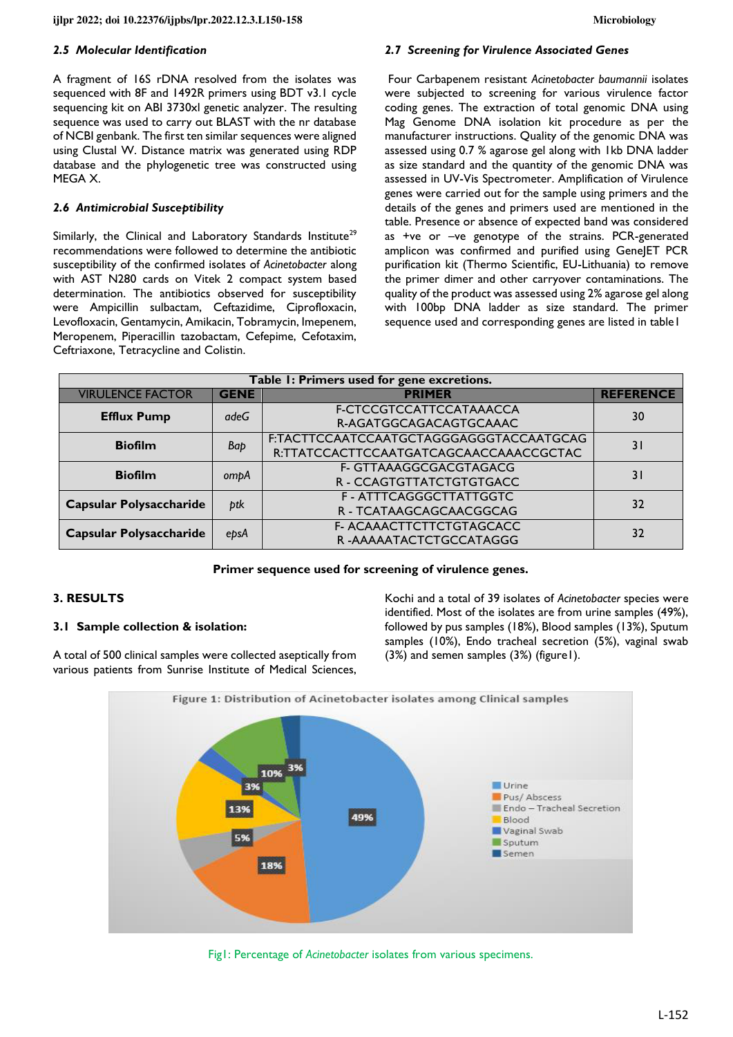### 2.5 *Molecular Identification*

A fragment of 16S rDNA resolved from the isolates was sequenced with 8F and 1492R primers using BDT v3.1 cycle sequencing kit on ABI 3730xl genetic analyzer. The resulting sequence was used to carry out BLAST with the nr database of NCBI genbank. The first ten similar sequences were aligned using Clustal W. Distance matrix was generated using RDP database and the phylogenetic tree was constructed using MEGA X.

### 2.6 *Antimicrobial Susceptibility*

Similarly, the Clinical and Laboratory Standards Institute[29] recommendations were followed to determine the antibiotic susceptibility of the confirmed isolates of *Acinetobacter* along with AST N280 cards on Vitek 2 compact system based determination. The antibiotics observed for susceptibility were Ampicillin sulbactam, Ceftazidime, Ciprofloxacin, Levofloxacin, Gentamycin, Amikacin, Tobramycin, Imepenem, Meropenem, Piperacillin tazobactam, Cefepime, Cefotaxim, Ceftriaxone, Tetracycline and Colistin.

### 2.7 *Screening for Virulence Associated Genes*

Four Carbapenem resistant *Acinetobacter baumannii* isolates were subjected to screening for various virulence factor coding genes. The extraction of total genomic DNA using Mag Genome DNA isolation kit procedure as per the manufacturer instructions. Quality of the genomic DNA was assessed using 0.7 % agarose gel along with 1kb DNA ladder as size standard and the quantity of the genomic DNA was assessed in UV-Vis Spectrometer. Amplification of Virulence genes were carried out for the sample using primers and the details of the genes and primers used are mentioned in the table. Presence or absence of expected band was considered as +ve or –ve genotype of the strains. PCR-generated amplicon was confirmed and purified using GeneJET PCR purification kit (Thermo Scientific, EU-Lithuania) to remove the primer dimer and other carryover contaminations. The quality of the product was assessed using 2% agarose gel along with 100bp DNA ladder as size standard. The primer sequence used and corresponding genes are listed in table1

**Table 1: Primers used for gene excretions.**

| VIRULENCE FACTOR | GENE | PRIMER | REFERENCE |
|---|---|---|---|
| **Efflux Pump** | *adeG* | F-CTCCGTCCATTCCATAAACCA<br>R-AGATGGCAGACAGTGCAAAC | 30 |
| **Biofilm** | *Bap* | F:TACTTCCAATCCAATGCTAGGGAGGGTACCAATGCAG<br>R:TTATCCACTTCCAATGATCAGCAACCAAACCGCTAC | 31 |
| **Biofilm** | *ompA* | F- GTTAAAGGCGACGTAGACG<br>R - CCAGTGTTATCTGTGTGACC | 31 |
| **Capsular Polysaccharide** | *ptk* | F - ATTTCAGGGCTTATTGGTC<br>R - TCATAAGCAGCAACGGCAG | 32 |
| **Capsular Polysaccharide** | *epsA* | F- ACAAACTTCTTCTGTAGCACC<br>R -AAAAATACTCTGCCATAGGG | 32 |

**Primer sequence used for screening of virulence genes.**

## 3. RESULTS

### 3.1 Sample collection & isolation:

A total of 500 clinical samples were collected aseptically from various patients from Sunrise Institute of Medical Sciences, Kochi and a total of 39 isolates of *Acinetobacter* species were identified. Most of the isolates are from urine samples (49%), followed by pus samples (18%), Blood samples (13%), Sputum samples (10%), Endo tracheal secretion (5%), vaginal swab (3%) and semen samples (3%) (figure1).

Figure 1: Distribution of Acinetobacter isolates among Clinical samples

Fig1: Percentage of *Acinetobacter* isolates from various specimens.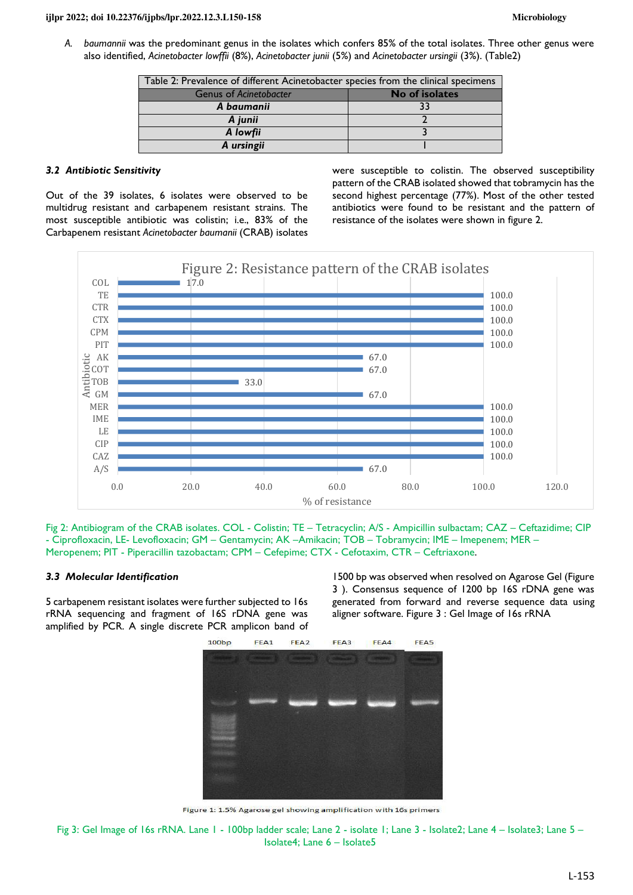*A. baumannii* was the predominant genus in the isolates which confers 85% of the total isolates. Three other genus were also identified, *Acinetobacter lowffii* (8%), *Acinetobacter junii* (5%) and *Acinetobacter ursingii* (3%). (Table2)

| Table 2: Prevalence of different Acinetobacter species from the clinical specimens | |
|---|---|
| Genus of *Acinetobacter* | **No of isolates** |
| ***A baumanii*** | 33 |
| ***A junii*** | 2 |
| ***A lowfii*** | 3 |
| ***A ursingii*** | 1 |

### 3.2 Antibiotic Sensitivity

Out of the 39 isolates, 6 isolates were observed to be multidrug resistant and carbapenem resistant strains. The most susceptible antibiotic was colistin; i.e., 83% of the Carbapenem resistant *Acinetobacter baumanii* (CRAB) isolates were susceptible to colistin. The observed susceptibility pattern of the CRAB isolated showed that tobramycin has the second highest percentage (77%). Most of the other tested antibiotics were found to be resistant and the pattern of resistance of the isolates were shown in figure 2.

Figure 2: Resistance pattern of the CRAB isolates

| Antibiotic | % of resistance |
|---|---|
| COL | 17.0 |
| TE | 100.0 |
| CTR | 100.0 |
| CTX | 100.0 |
| CPM | 100.0 |
| PIT | 100.0 |
| AK | 67.0 |
| COT | 67.0 |
| TOB | 33.0 |
| GM | 67.0 |
| MER | 100.0 |
| IME | 100.0 |
| LE | 100.0 |
| CIP | 100.0 |
| CAZ | 100.0 |
| A/S | 67.0 |

Fig 2: Antibiogram of the CRAB isolates. COL - Colistin; TE – Tetracyclin; A/S - Ampicillin sulbactam; CAZ – Ceftazidime; CIP - Ciprofloxacin, LE- Levofloxacin; GM – Gentamycin; AK –Amikacin; TOB – Tobramycin; IME – Imepenem; MER – Meropenem; PIT - Piperacillin tazobactam; CPM – Cefepime; CTX - Cefotaxim, CTR – Ceftriaxone.

### 3.3 Molecular Identification

5 carbapenem resistant isolates were further subjected to 16s rRNA sequencing and fragment of 16S rDNA gene was amplified by PCR. A single discrete PCR amplicon band of 1500 bp was observed when resolved on Agarose Gel (Figure 3 ). Consensus sequence of 1200 bp 16S rDNA gene was generated from forward and reverse sequence data using aligner software. Figure 3 : Gel Image of 16s rRNA

Figure 1: 1.5% Agarose gel showing amplification with 16s primers

Fig 3: Gel Image of 16s rRNA. Lane 1 - 100bp ladder scale; Lane 2 - isolate 1; Lane 3 - Isolate2; Lane 4 – Isolate3; Lane 5 – Isolate4; Lane 6 – Isolate5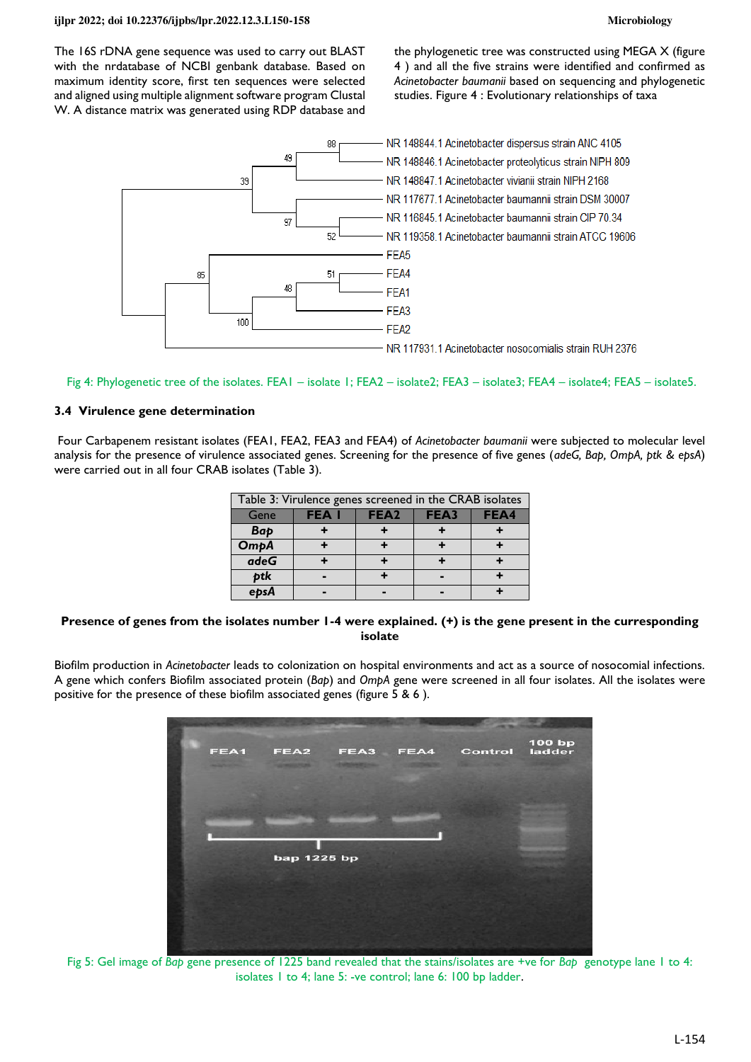The 16S rDNA gene sequence was used to carry out BLAST with the nrdatabase of NCBI genbank database. Based on maximum identity score, first ten sequences were selected and aligned using multiple alignment software program Clustal W. A distance matrix was generated using RDP database and the phylogenetic tree was constructed using MEGA X (figure 4 ) and all the five strains were identified and confirmed as *Acinetobacter baumanii* based on sequencing and phylogenetic studies. Figure 4 : Evolutionary relationships of taxa

Fig 4: Phylogenetic tree of the isolates. FEA1 – isolate 1; FEA2 – isolate2; FEA3 – isolate3; FEA4 – isolate4; FEA5 – isolate5.

### 3.4 Virulence gene determination

Four Carbapenem resistant isolates (FEA1, FEA2, FEA3 and FEA4) of *Acinetobacter baumanii* were subjected to molecular level analysis for the presence of virulence associated genes. Screening for the presence of five genes (*adeG, Bap, OmpA, ptk & epsA*) were carried out in all four CRAB isolates (Table 3).

Table 3: Virulence genes screened in the CRAB isolates

| Gene | FEA I | FEA2 | FEA3 | FEA4 |
|---|---|---|---|---|
| ***Bap*** | + | + | + | + |
| ***OmpA*** | + | + | + | + |
| ***adeG*** | + | + | + | + |
| ***ptk*** | - | + | - | + |
| ***epsA*** | - | - | - | + |

**Presence of genes from the isolates number 1-4 were explained. (+) is the gene present in the corresponding isolate**

Biofilm production in *Acinetobacter* leads to colonization on hospital environments and act as a source of nosocomial infections. A gene which confers Biofilm associated protein (*Bap*) and *OmpA* gene were screened in all four isolates. All the isolates were positive for the presence of these biofilm associated genes (figure 5 & 6 ).

Fig 5: Gel image of *Bap* gene presence of 1225 band revealed that the stains/isolates are +ve for *Bap* genotype lane 1 to 4: isolates 1 to 4; lane 5: -ve control; lane 6: 100 bp ladder.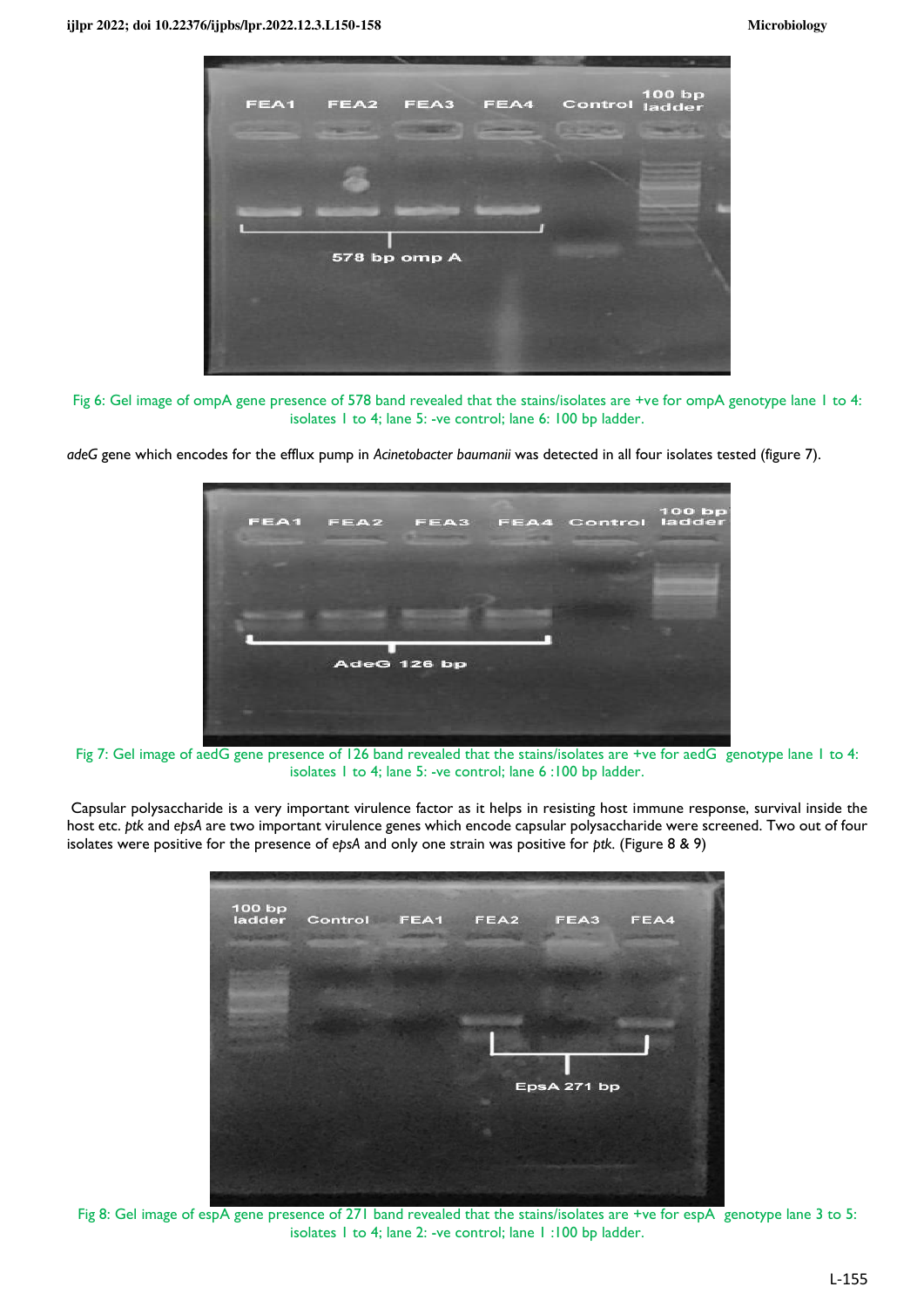Fig 6: Gel image of ompA gene presence of 578 band revealed that the stains/isolates are +ve for ompA genotype lane 1 to 4: isolates 1 to 4; lane 5: -ve control; lane 6: 100 bp ladder.

*adeG* gene which encodes for the efflux pump in *Acinetobacter baumanii* was detected in all four isolates tested (figure 7).

Fig 7: Gel image of aedG gene presence of 126 band revealed that the stains/isolates are +ve for aedG genotype lane 1 to 4: isolates 1 to 4; lane 5: -ve control; lane 6 :100 bp ladder.

Capsular polysaccharide is a very important virulence factor as it helps in resisting host immune response, survival inside the host etc. *ptk* and *epsA* are two important virulence genes which encode capsular polysaccharide were screened. Two out of four isolates were positive for the presence of *epsA* and only one strain was positive for *ptk*. (Figure 8 & 9)

Fig 8: Gel image of espA gene presence of 271 band revealed that the stains/isolates are +ve for espA genotype lane 3 to 5: isolates 1 to 4; lane 2: -ve control; lane 1 :100 bp ladder.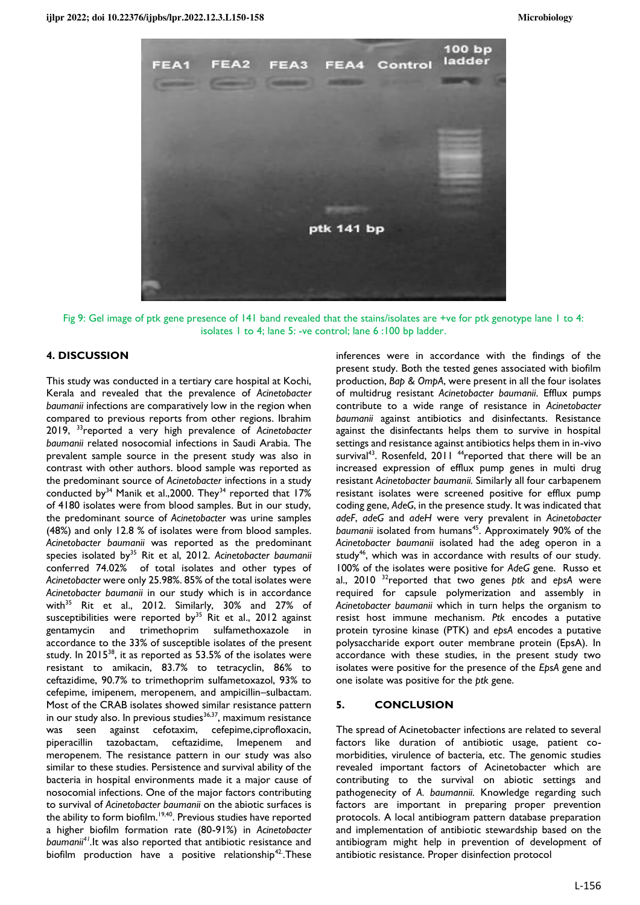FEA1 FEA2 FEA3 FEA4 Control 100 bp ladder

ptk 141 bp

Fig 9: Gel image of ptk gene presence of 141 band revealed that the stains/isolates are +ve for ptk genotype lane 1 to 4: isolates 1 to 4; lane 5: -ve control; lane 6 :100 bp ladder.

## 4. DISCUSSION

This study was conducted in a tertiary care hospital at Kochi, Kerala and revealed that the prevalence of *Acinetobacter baumanii* infections are comparatively low in the region when compared to previous reports from other regions. Ibrahim 2019, [33]reported a very high prevalence of *Acinetobacter baumanii* related nosocomial infections in Saudi Arabia. The prevalent sample source in the present study was also in contrast with other authors. blood sample was reported as the predominant source of *Acinetobacter* infections in a study conducted by[34] Manik et al.,2000. They[34] reported that 17% of 4180 isolates were from blood samples. But in our study, the predominant source of *Acinetobacter* was urine samples (48%) and only 12.8 % of isolates were from blood samples. *Acinetobacter baumanii* was reported as the predominant species isolated by[35] Rit et al, 2012. *Acinetobacter baumanii* conferred 74.02% of total isolates and other types of *Acinetobacter* were only 25.98%. 85% of the total isolates were *Acinetobacter baumanii* in our study which is in accordance with[35] Rit et al., 2012. Similarly, 30% and 27% of susceptibilities were reported by[35] Rit et al., 2012 against gentamycin and trimethoprim sulfamethoxazole in accordance to the 33% of susceptible isolates of the present study. In 2015[38], it as reported as 53.5% of the isolates were resistant to amikacin, 83.7% to tetracyclin, 86% to ceftazidime, 90.7% to trimethoprim sulfametoxazol, 93% to cefepime, imipenem, meropenem, and ampicillin–sulbactam. Most of the CRAB isolates showed similar resistance pattern in our study also. In previous studies[36,37], maximum resistance was seen against cefotaxim, cefepime,ciprofloxacin, piperacillin tazobactam, ceftazidime, Imepenem and meropenem. The resistance pattern in our study was also similar to these studies. Persistence and survival ability of the bacteria in hospital environments made it a major cause of nosocomial infections. One of the major factors contributing to survival of *Acinetobacter baumanii* on the abiotic surfaces is the ability to form biofilm.[19,40]. Previous studies have reported a higher biofilm formation rate (80-91%) in *Acinetobacter baumanii*[41].It was also reported that antibiotic resistance and biofilm production have a positive relationship[42].These inferences were in accordance with the findings of the present study. Both the tested genes associated with biofilm production, *Bap* & *OmpA*, were present in all the four isolates of multidrug resistant *Acinetobacter baumanii*. Efflux pumps contribute to a wide range of resistance in *Acinetobacter baumanii* against antibiotics and disinfectants. Resistance against the disinfectants helps them to survive in hospital settings and resistance against antibiotics helps them in in-vivo survival[43]. Rosenfeld, 2011 [44]reported that there will be an increased expression of efflux pump genes in multi drug resistant *Acinetobacter baumanii.* Similarly all four carbapenem resistant isolates were screened positive for efflux pump coding gene, *AdeG*, in the presence study. It was indicated that *adeF*, *adeG* and *adeH* were very prevalent in *Acinetobacter baumanii* isolated from humans[45]. Approximately 90% of the *Acinetobacter baumanii* isolated had the adeg operon in a study[46], which was in accordance with results of our study. 100% of the isolates were positive for *AdeG* gene. Russo et al., 2010 [32]reported that two genes *ptk* and *epsA* were required for capsule polymerization and assembly in *Acinetobacter baumanii* which in turn helps the organism to resist host immune mechanism. *Ptk* encodes a putative protein tyrosine kinase (PTK) and *epsA* encodes a putative polysaccharide export outer membrane protein (EpsA). In accordance with these studies, in the present study two isolates were positive for the presence of the *EpsA* gene and one isolate was positive for the *ptk* gene.

## 5. CONCLUSION

The spread of Acinetobacter infections are related to several factors like duration of antibiotic usage, patient co-morbidities, virulence of bacteria, etc. The genomic studies revealed important factors of Acinetobacter which are contributing to the survival on abiotic settings and pathogenecity of *A. baumannii*. Knowledge regarding such factors are important in preparing proper prevention protocols. A local antibiogram pattern database preparation and implementation of antibiotic stewardship based on the antibiogram might help in prevention of development of antibiotic resistance. Proper disinfection protocol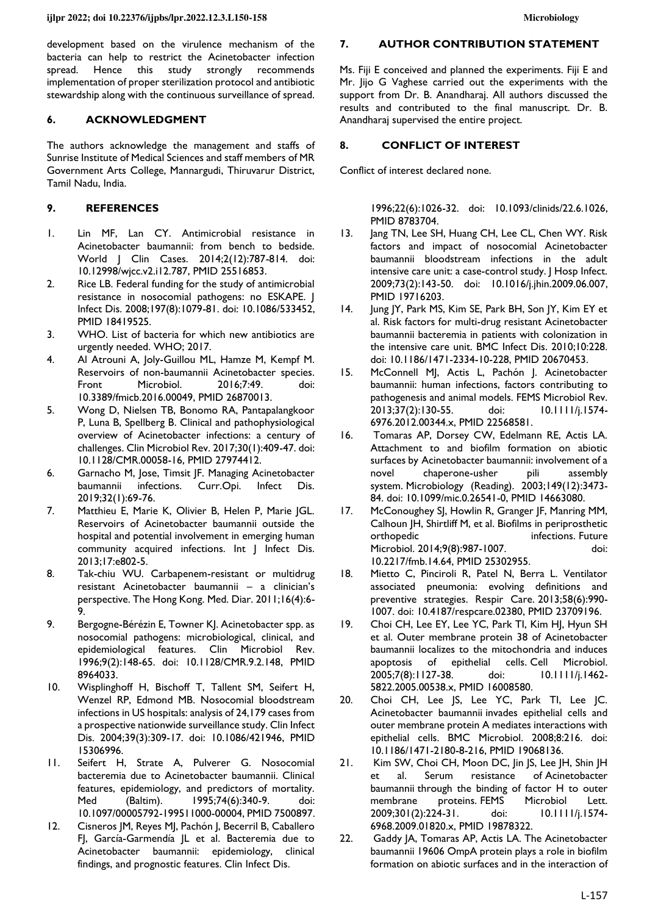development based on the virulence mechanism of the bacteria can help to restrict the Acinetobacter infection spread. Hence this study strongly recommends implementation of proper sterilization protocol and antibiotic stewardship along with the continuous surveillance of spread.

## 6. ACKNOWLEDGMENT

The authors acknowledge the management and staffs of Sunrise Institute of Medical Sciences and staff members of MR Government Arts College, Mannargudi, Thiruvarur District, Tamil Nadu, India.

## 7. AUTHOR CONTRIBUTION STATEMENT

Ms. Fiji E conceived and planned the experiments. Fiji E and Mr. Jijo G Vaghese carried out the experiments with the support from Dr. B. Anandharaj. All authors discussed the results and contributed to the final manuscript. Dr. B. Anandharaj supervised the entire project.

## 8. CONFLICT OF INTEREST

Conflict of interest declared none.

## 9. REFERENCES

1. Lin MF, Lan CY. Antimicrobial resistance in Acinetobacter baumannii: from bench to bedside. World J Clin Cases. 2014;2(12):787-814. doi: 10.12998/wjcc.v2.i12.787, PMID 25516853.
2. Rice LB. Federal funding for the study of antimicrobial resistance in nosocomial pathogens: no ESKAPE. J Infect Dis. 2008;197(8):1079-81. doi: 10.1086/533452, PMID 18419525.
3. WHO. List of bacteria for which new antibiotics are urgently needed. WHO; 2017.
4. Al Atrouni A, Joly-Guillou ML, Hamze M, Kempf M. Reservoirs of non-baumannii Acinetobacter species. Front Microbiol. 2016;7:49. doi: 10.3389/fmicb.2016.00049, PMID 26870013.
5. Wong D, Nielsen TB, Bonomo RA, Pantapalangkoor P, Luna B, Spellberg B. Clinical and pathophysiological overview of Acinetobacter infections: a century of challenges. Clin Microbiol Rev. 2017;30(1):409-47. doi: 10.1128/CMR.00058-16, PMID 27974412.
6. Garnacho M, Jose, Timsit JF. Managing Acinetobacter baumannii infections. Curr.Opi. Infect Dis. 2019;32(1):69-76.
7. Matthieu E, Marie K, Olivier B, Helen P, Marie JGL. Reservoirs of Acinetobacter baumannii outside the hospital and potential involvement in emerging human community acquired infections. Int J Infect Dis. 2013;17:e802-5.
8. Tak-chiu WU. Carbapenem-resistant or multidrug resistant Acinetobacter baumannii – a clinician's perspective. The Hong Kong. Med. Diar. 2011;16(4):6-9.
9. Bergogne-Bérézin E, Towner KJ. Acinetobacter spp. as nosocomial pathogens: microbiological, clinical, and epidemiological features. Clin Microbiol Rev. 1996;9(2):148-65. doi: 10.1128/CMR.9.2.148, PMID 8964033.
10. Wisplinghoff H, Bischoff T, Tallent SM, Seifert H, Wenzel RP, Edmond MB. Nosocomial bloodstream infections in US hospitals: analysis of 24,179 cases from a prospective nationwide surveillance study. Clin Infect Dis. 2004;39(3):309-17. doi: 10.1086/421946, PMID 15306996.
11. Seifert H, Strate A, Pulverer G. Nosocomial bacteremia due to Acinetobacter baumannii. Clinical features, epidemiology, and predictors of mortality. Med (Baltim). 1995;74(6):340-9. doi: 10.1097/00005792-199511000-00004, PMID 7500897.
12. Cisneros JM, Reyes MJ, Pachón J, Becerril B, Caballero FJ, García-Garmendía JL et al. Bacteremia due to Acinetobacter baumannii: epidemiology, clinical findings, and prognostic features. Clin Infect Dis. 1996;22(6):1026-32. doi: 10.1093/clinids/22.6.1026, PMID 8783704.
13. Jang TN, Lee SH, Huang CH, Lee CL, Chen WY. Risk factors and impact of nosocomial Acinetobacter baumannii bloodstream infections in the adult intensive care unit: a case-control study. J Hosp Infect. 2009;73(2):143-50. doi: 10.1016/j.jhin.2009.06.007, PMID 19716203.
14. Jung JY, Park MS, Kim SE, Park BH, Son JY, Kim EY et al. Risk factors for multi-drug resistant Acinetobacter baumannii bacteremia in patients with colonization in the intensive care unit. BMC Infect Dis. 2010;10:228. doi: 10.1186/1471-2334-10-228, PMID 20670453.
15. McConnell MJ, Actis L, Pachón J. Acinetobacter baumannii: human infections, factors contributing to pathogenesis and animal models. FEMS Microbiol Rev. 2013;37(2):130-55. doi: 10.1111/j.1574-6976.2012.00344.x, PMID 22568581.
16. Tomaras AP, Dorsey CW, Edelmann RE, Actis LA. Attachment to and biofilm formation on abiotic surfaces by Acinetobacter baumannii: involvement of a novel chaperone-usher pili assembly system. Microbiology (Reading). 2003;149(12):3473-84. doi: 10.1099/mic.0.26541-0, PMID 14663080.
17. McConoughey SJ, Howlin R, Granger JF, Manring MM, Calhoun JH, Shirtliff M, et al. Biofilms in periprosthetic orthopedic infections. Future Microbiol. 2014;9(8):987-1007. doi: 10.2217/fmb.14.64, PMID 25302955.
18. Mietto C, Pinciroli R, Patel N, Berra L. Ventilator associated pneumonia: evolving definitions and preventive strategies. Respir Care. 2013;58(6):990-1007. doi: 10.4187/respcare.02380, PMID 23709196.
19. Choi CH, Lee EY, Lee YC, Park TI, Kim HJ, Hyun SH et al. Outer membrane protein 38 of Acinetobacter baumannii localizes to the mitochondria and induces apoptosis of epithelial cells. Cell Microbiol. 2005;7(8):1127-38. doi: 10.1111/j.1462-5822.2005.00538.x, PMID 16008580.
20. Choi CH, Lee JS, Lee YC, Park TI, Lee JC. Acinetobacter baumannii invades epithelial cells and outer membrane protein A mediates interactions with epithelial cells. BMC Microbiol. 2008;8:216. doi: 10.1186/1471-2180-8-216, PMID 19068136.
21. Kim SW, Choi CH, Moon DC, Jin JS, Lee JH, Shin JH et al. Serum resistance of Acinetobacter baumannii through the binding of factor H to outer membrane proteins. FEMS Microbiol Lett. 2009;301(2):224-31. doi: 10.1111/j.1574-6968.2009.01820.x, PMID 19878322.
22. Gaddy JA, Tomaras AP, Actis LA. The Acinetobacter baumannii 19606 OmpA protein plays a role in biofilm formation on abiotic surfaces and in the interaction of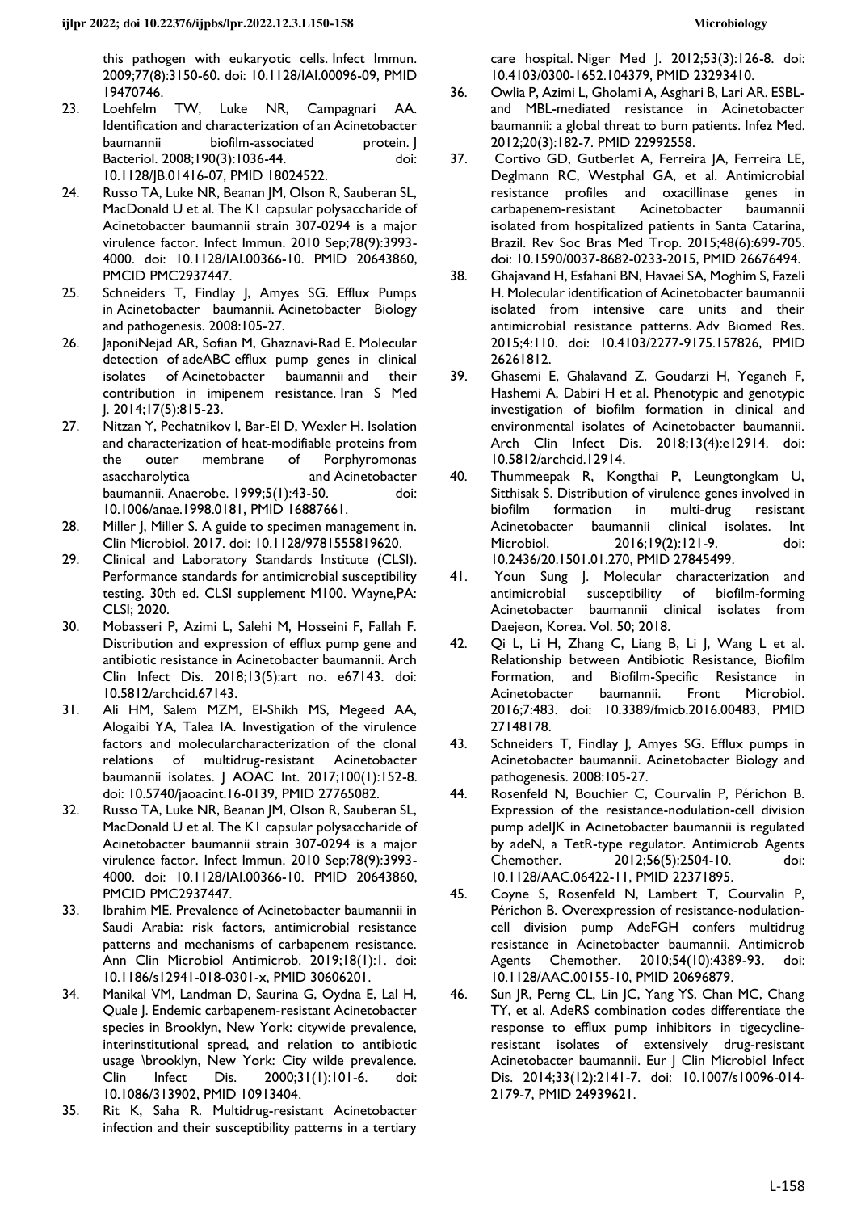this pathogen with eukaryotic cells. Infect Immun. 2009;77(8):3150-60. doi: 10.1128/IAI.00096-09, PMID 19470746.

23. Loehfelm TW, Luke NR, Campagnari AA. Identification and characterization of an Acinetobacter baumannii biofilm-associated protein. J Bacteriol. 2008;190(3):1036-44. doi: 10.1128/JB.01416-07, PMID 18024522.
24. Russo TA, Luke NR, Beanan JM, Olson R, Sauberan SL, MacDonald U et al. The K1 capsular polysaccharide of Acinetobacter baumannii strain 307-0294 is a major virulence factor. Infect Immun. 2010 Sep;78(9):3993-4000. doi: 10.1128/IAI.00366-10. PMID 20643860, PMCID PMC2937447.
25. Schneiders T, Findlay J, Amyes SG. Efflux Pumps in Acinetobacter baumannii. Acinetobacter Biology and pathogenesis. 2008:105-27.
26. JaponiNejad AR, Sofian M, Ghaznavi-Rad E. Molecular detection of adeABC efflux pump genes in clinical isolates of Acinetobacter baumannii and their contribution in imipenem resistance. Iran S Med J. 2014;17(5):815-23.
27. Nitzan Y, Pechatnikov I, Bar-El D, Wexler H. Isolation and characterization of heat-modifiable proteins from the outer membrane of Porphyromonas asaccharolytica and Acinetobacter baumannii. Anaerobe. 1999;5(1):43-50. doi: 10.1006/anae.1998.0181, PMID 16887661.
28. Miller J, Miller S. A guide to specimen management in. Clin Microbiol. 2017. doi: 10.1128/9781555819620.
29. Clinical and Laboratory Standards Institute (CLSI). Performance standards for antimicrobial susceptibility testing. 30th ed. CLSI supplement M100. Wayne,PA: CLSI; 2020.
30. Mobasseri P, Azimi L, Salehi M, Hosseini F, Fallah F. Distribution and expression of efflux pump gene and antibiotic resistance in Acinetobacter baumannii. Arch Clin Infect Dis. 2018;13(5):art no. e67143. doi: 10.5812/archcid.67143.
31. Ali HM, Salem MZM, El-Shikh MS, Megeed AA, Alogaibi YA, Talea IA. Investigation of the virulence factors and molecularcharacterization of the clonal relations of multidrug-resistant Acinetobacter baumannii isolates. J AOAC Int. 2017;100(1):152-8. doi: 10.5740/jaoacint.16-0139, PMID 27765082.
32. Russo TA, Luke NR, Beanan JM, Olson R, Sauberan SL, MacDonald U et al. The K1 capsular polysaccharide of Acinetobacter baumannii strain 307-0294 is a major virulence factor. Infect Immun. 2010 Sep;78(9):3993-4000. doi: 10.1128/IAI.00366-10. PMID 20643860, PMCID PMC2937447.
33. Ibrahim ME. Prevalence of Acinetobacter baumannii in Saudi Arabia: risk factors, antimicrobial resistance patterns and mechanisms of carbapenem resistance. Ann Clin Microbiol Antimicrob. 2019;18(1):1. doi: 10.1186/s12941-018-0301-x, PMID 30606201.
34. Manikal VM, Landman D, Saurina G, Oydna E, Lal H, Quale J. Endemic carbapenem-resistant Acinetobacter species in Brooklyn, New York: citywide prevalence, interinstitutional spread, and relation to antibiotic usage \brooklyn, New York: City wilde prevalence. Clin Infect Dis. 2000;31(1):101-6. doi: 10.1086/313902, PMID 10913404.
35. Rit K, Saha R. Multidrug-resistant Acinetobacter infection and their susceptibility patterns in a tertiary care hospital. Niger Med J. 2012;53(3):126-8. doi: 10.4103/0300-1652.104379, PMID 23293410.
36. Owlia P, Azimi L, Gholami A, Asghari B, Lari AR. ESBL- and MBL-mediated resistance in Acinetobacter baumannii: a global threat to burn patients. Infez Med. 2012;20(3):182-7. PMID 22992558.
37. Cortivo GD, Gutberlet A, Ferreira JA, Ferreira LE, Deglmann RC, Westphal GA, et al. Antimicrobial resistance profiles and oxacillinase genes in carbapenem-resistant Acinetobacter baumannii isolated from hospitalized patients in Santa Catarina, Brazil. Rev Soc Bras Med Trop. 2015;48(6):699-705. doi: 10.1590/0037-8682-0233-2015, PMID 26676494.
38. Ghajavand H, Esfahani BN, Havaei SA, Moghim S, Fazeli H. Molecular identification of Acinetobacter baumannii isolated from intensive care units and their antimicrobial resistance patterns. Adv Biomed Res. 2015;4:110. doi: 10.4103/2277-9175.157826, PMID 26261812.
39. Ghasemi E, Ghalavand Z, Goudarzi H, Yeganeh F, Hashemi A, Dabiri H et al. Phenotypic and genotypic investigation of biofilm formation in clinical and environmental isolates of Acinetobacter baumannii. Arch Clin Infect Dis. 2018;13(4):e12914. doi: 10.5812/archcid.12914.
40. Thummeepak R, Kongthai P, Leungtongkam U, Sitthisak S. Distribution of virulence genes involved in biofilm formation in multi-drug resistant Acinetobacter baumannii clinical isolates. Int Microbiol. 2016;19(2):121-9. doi: 10.2436/20.1501.01.270, PMID 27845499.
41. Youn Sung J. Molecular characterization and antimicrobial susceptibility of biofilm-forming Acinetobacter baumannii clinical isolates from Daejeon, Korea. Vol. 50; 2018.
42. Qi L, Li H, Zhang C, Liang B, Li J, Wang L et al. Relationship between Antibiotic Resistance, Biofilm Formation, and Biofilm-Specific Resistance in Acinetobacter baumannii. Front Microbiol. 2016;7:483. doi: 10.3389/fmicb.2016.00483, PMID 27148178.
43. Schneiders T, Findlay J, Amyes SG. Efflux pumps in Acinetobacter baumannii. Acinetobacter Biology and pathogenesis. 2008:105-27.
44. Rosenfeld N, Bouchier C, Courvalin P, Périchon B. Expression of the resistance-nodulation-cell division pump adeIJK in Acinetobacter baumannii is regulated by adeN, a TetR-type regulator. Antimicrob Agents Chemother. 2012;56(5):2504-10. doi: 10.1128/AAC.06422-11, PMID 22371895.
45. Coyne S, Rosenfeld N, Lambert T, Courvalin P, Périchon B. Overexpression of resistance-nodulation-cell division pump AdeFGH confers multidrug resistance in Acinetobacter baumannii. Antimicrob Agents Chemother. 2010;54(10):4389-93. doi: 10.1128/AAC.00155-10, PMID 20696879.
46. Sun JR, Perng CL, Lin JC, Yang YS, Chan MC, Chang TY, et al. AdeRS combination codes differentiate the response to efflux pump inhibitors in tigecycline-resistant isolates of extensively drug-resistant Acinetobacter baumannii. Eur J Clin Microbiol Infect Dis. 2014;33(12):2141-7. doi: 10.1007/s10096-014-2179-7, PMID 24939621.